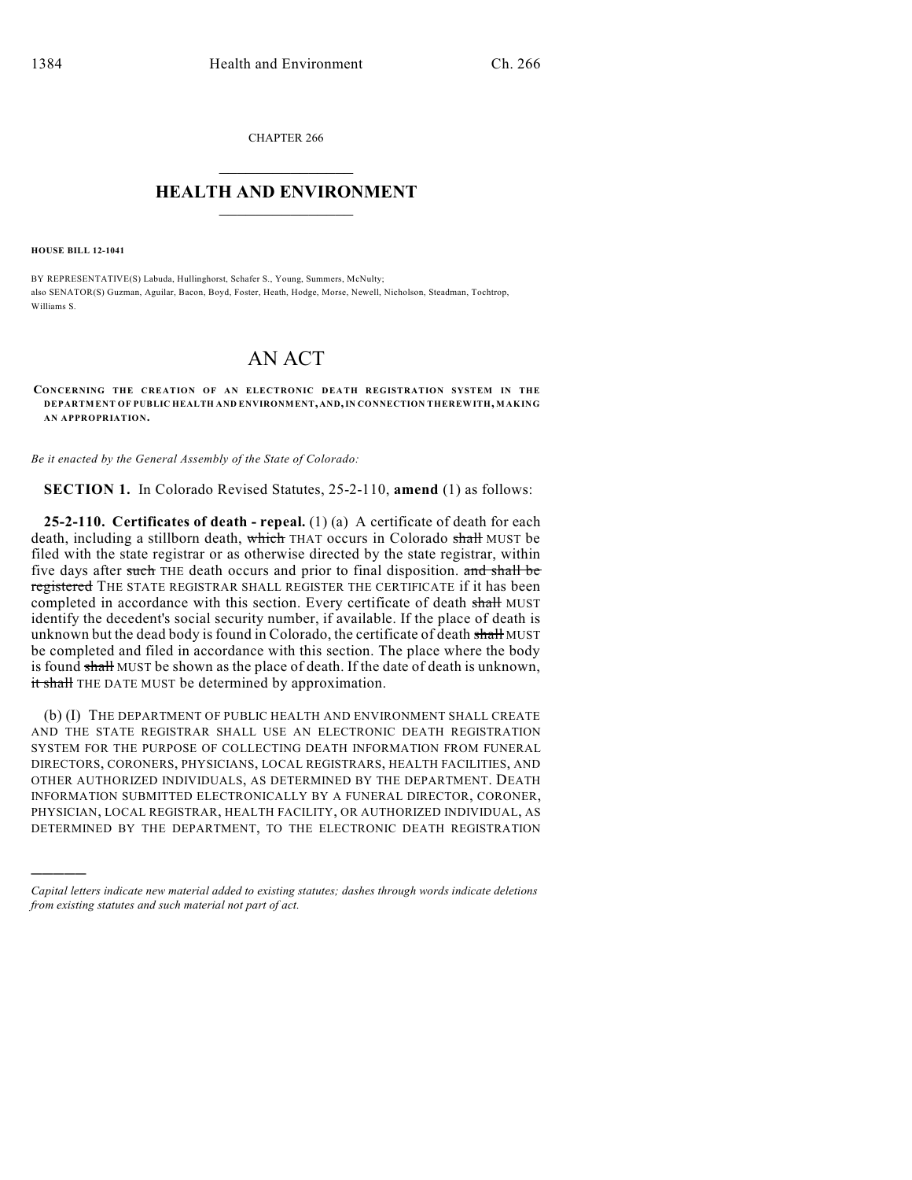CHAPTER 266

# HEALTH AND ENVIRONMENT

**HOUSE BILL 12-1041**

BY REPRESENTATIVE(S) Labuda, Hullinghorst, Schafer S., Young, Summers, McNulty;
also SENATOR(S) Guzman, Aguilar, Bacon, Boyd, Foster, Heath, Hodge, Morse, Newell, Nicholson, Steadman, Tochtrop, Williams S.

# AN ACT

**CONCERNING THE CREATION OF AN ELECTRONIC DEATH REGISTRATION SYSTEM IN THE DEPARTMENT OF PUBLIC HEALTH AND ENVIRONMENT, AND, IN CONNECTION THEREWITH, MAKING AN APPROPRIATION.**

*Be it enacted by the General Assembly of the State of Colorado:*

**SECTION 1.** In Colorado Revised Statutes, 25-2-110, **amend** (1) as follows:

**25-2-110. Certificates of death - repeal.** (1) (a) A certificate of death for each death, including a stillborn death, ~~which~~ THAT occurs in Colorado ~~shall~~ MUST be filed with the state registrar or as otherwise directed by the state registrar, within five days after ~~such~~ THE death occurs and prior to final disposition. ~~and shall be registered~~ THE STATE REGISTRAR SHALL REGISTER THE CERTIFICATE if it has been completed in accordance with this section. Every certificate of death ~~shall~~ MUST identify the decedent's social security number, if available. If the place of death is unknown but the dead body is found in Colorado, the certificate of death ~~shall~~ MUST be completed and filed in accordance with this section. The place where the body is found ~~shall~~ MUST be shown as the place of death. If the date of death is unknown, ~~it shall~~ THE DATE MUST be determined by approximation.

(b) (I) THE DEPARTMENT OF PUBLIC HEALTH AND ENVIRONMENT SHALL CREATE AND THE STATE REGISTRAR SHALL USE AN ELECTRONIC DEATH REGISTRATION SYSTEM FOR THE PURPOSE OF COLLECTING DEATH INFORMATION FROM FUNERAL DIRECTORS, CORONERS, PHYSICIANS, LOCAL REGISTRARS, HEALTH FACILITIES, AND OTHER AUTHORIZED INDIVIDUALS, AS DETERMINED BY THE DEPARTMENT. DEATH INFORMATION SUBMITTED ELECTRONICALLY BY A FUNERAL DIRECTOR, CORONER, PHYSICIAN, LOCAL REGISTRAR, HEALTH FACILITY, OR AUTHORIZED INDIVIDUAL, AS DETERMINED BY THE DEPARTMENT, TO THE ELECTRONIC DEATH REGISTRATION

---

*Capital letters indicate new material added to existing statutes; dashes through words indicate deletions from existing statutes and such material not part of act.*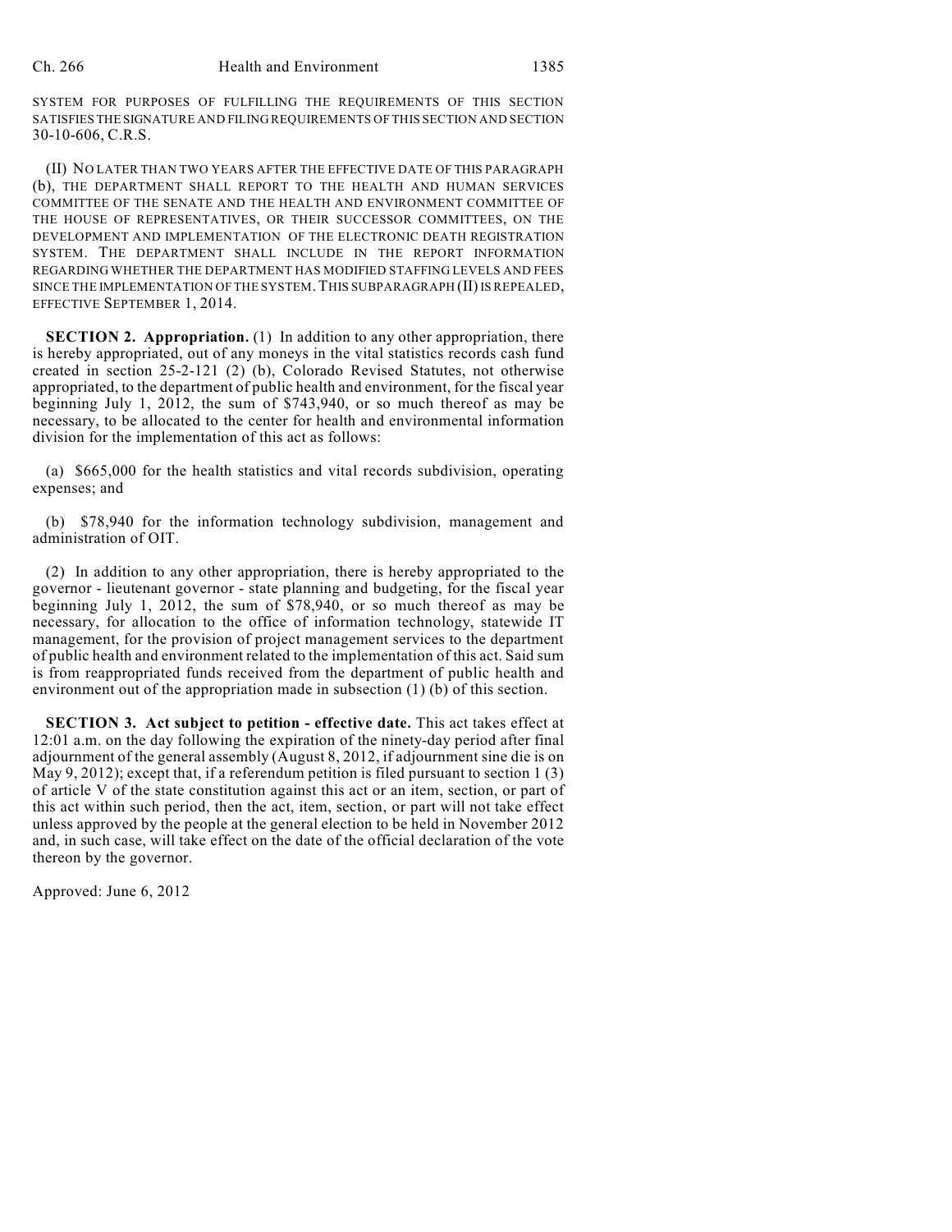SYSTEM FOR PURPOSES OF FULFILLING THE REQUIREMENTS OF THIS SECTION SATISFIES THE SIGNATURE AND FILING REQUIREMENTS OF THIS SECTION AND SECTION 30-10-606, C.R.S.

(II) NO LATER THAN TWO YEARS AFTER THE EFFECTIVE DATE OF THIS PARAGRAPH (b), THE DEPARTMENT SHALL REPORT TO THE HEALTH AND HUMAN SERVICES COMMITTEE OF THE SENATE AND THE HEALTH AND ENVIRONMENT COMMITTEE OF THE HOUSE OF REPRESENTATIVES, OR THEIR SUCCESSOR COMMITTEES, ON THE DEVELOPMENT AND IMPLEMENTATION OF THE ELECTRONIC DEATH REGISTRATION SYSTEM. THE DEPARTMENT SHALL INCLUDE IN THE REPORT INFORMATION REGARDING WHETHER THE DEPARTMENT HAS MODIFIED STAFFING LEVELS AND FEES SINCE THE IMPLEMENTATION OF THE SYSTEM. THIS SUBPARAGRAPH (II) IS REPEALED, EFFECTIVE SEPTEMBER 1, 2014.

**SECTION 2. Appropriation.** (1) In addition to any other appropriation, there is hereby appropriated, out of any moneys in the vital statistics records cash fund created in section 25-2-121 (2) (b), Colorado Revised Statutes, not otherwise appropriated, to the department of public health and environment, for the fiscal year beginning July 1, 2012, the sum of $743,940, or so much thereof as may be necessary, to be allocated to the center for health and environmental information division for the implementation of this act as follows:

(a) $665,000 for the health statistics and vital records subdivision, operating expenses; and

(b) $78,940 for the information technology subdivision, management and administration of OIT.

(2) In addition to any other appropriation, there is hereby appropriated to the governor - lieutenant governor - state planning and budgeting, for the fiscal year beginning July 1, 2012, the sum of $78,940, or so much thereof as may be necessary, for allocation to the office of information technology, statewide IT management, for the provision of project management services to the department of public health and environment related to the implementation of this act. Said sum is from reappropriated funds received from the department of public health and environment out of the appropriation made in subsection (1) (b) of this section.

**SECTION 3. Act subject to petition - effective date.** This act takes effect at 12:01 a.m. on the day following the expiration of the ninety-day period after final adjournment of the general assembly (August 8, 2012, if adjournment sine die is on May 9, 2012); except that, if a referendum petition is filed pursuant to section 1 (3) of article V of the state constitution against this act or an item, section, or part of this act within such period, then the act, item, section, or part will not take effect unless approved by the people at the general election to be held in November 2012 and, in such case, will take effect on the date of the official declaration of the vote thereon by the governor.

Approved: June 6, 2012